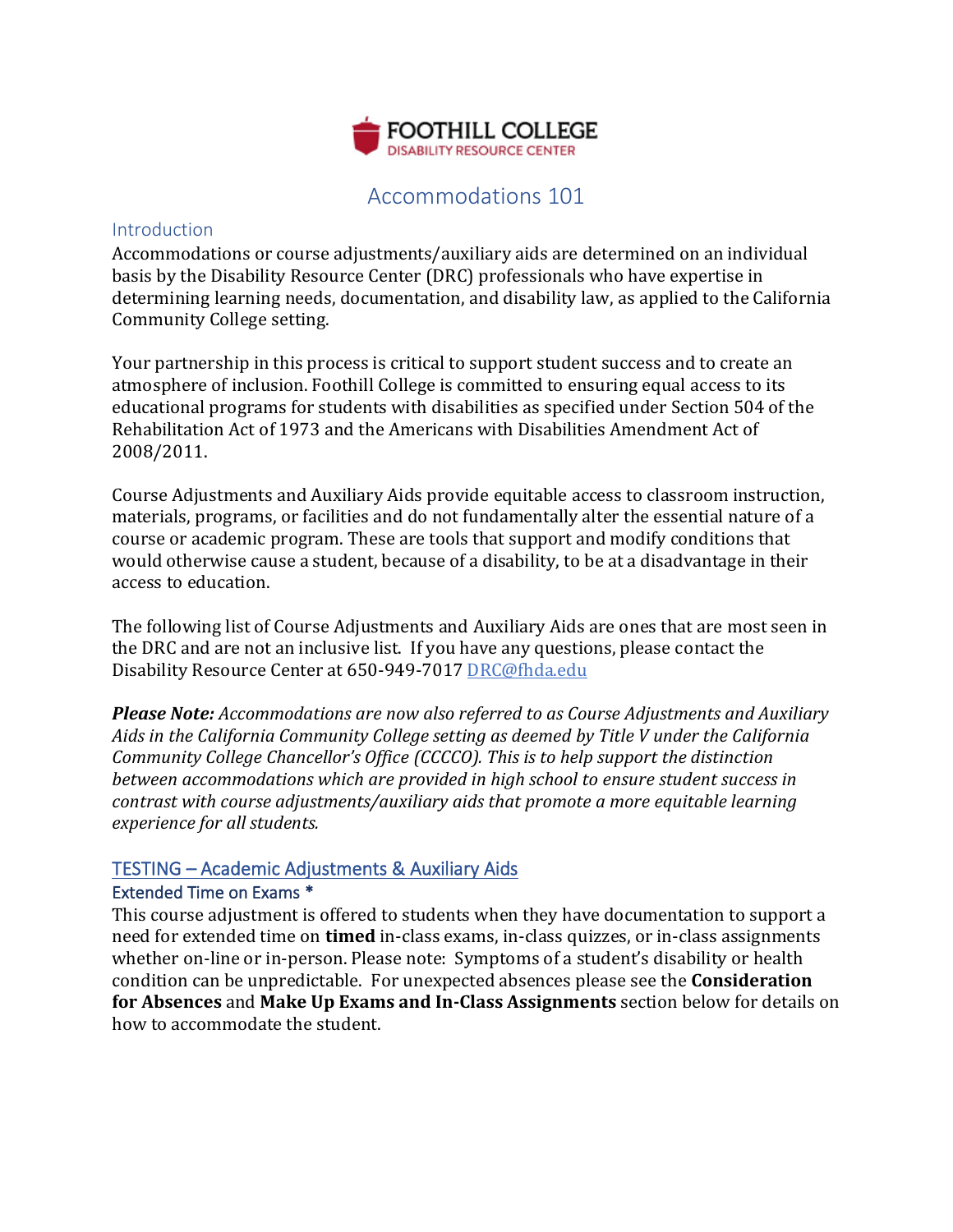FOOTHILL COLLEGE
DISABILITY RESOURCE CENTER

# Accommodations 101

## Introduction

Accommodations or course adjustments/auxiliary aids are determined on an individual basis by the Disability Resource Center (DRC) professionals who have expertise in determining learning needs, documentation, and disability law, as applied to the California Community College setting.

Your partnership in this process is critical to support student success and to create an atmosphere of inclusion. Foothill College is committed to ensuring equal access to its educational programs for students with disabilities as specified under Section 504 of the Rehabilitation Act of 1973 and the Americans with Disabilities Amendment Act of 2008/2011.

Course Adjustments and Auxiliary Aids provide equitable access to classroom instruction, materials, programs, or facilities and do not fundamentally alter the essential nature of a course or academic program. These are tools that support and modify conditions that would otherwise cause a student, because of a disability, to be at a disadvantage in their access to education.

The following list of Course Adjustments and Auxiliary Aids are ones that are most seen in the DRC and are not an inclusive list. If you have any questions, please contact the Disability Resource Center at 650-949-7017 [DRC@fhda.edu](mailto:DRC@fhda.edu)

***Please Note:*** *Accommodations are now also referred to as Course Adjustments and Auxiliary Aids in the California Community College setting as deemed by Title V under the California Community College Chancellor's Office (CCCCO). This is to help support the distinction between accommodations which are provided in high school to ensure student success in contrast with course adjustments/auxiliary aids that promote a more equitable learning experience for all students.*

## TESTING – Academic Adjustments & Auxiliary Aids

### Extended Time on Exams *

This course adjustment is offered to students when they have documentation to support a need for extended time on **timed** in-class exams, in-class quizzes, or in-class assignments whether on-line or in-person. Please note: Symptoms of a student's disability or health condition can be unpredictable. For unexpected absences please see the **Consideration for Absences** and **Make Up Exams and In-Class Assignments** section below for details on how to accommodate the student.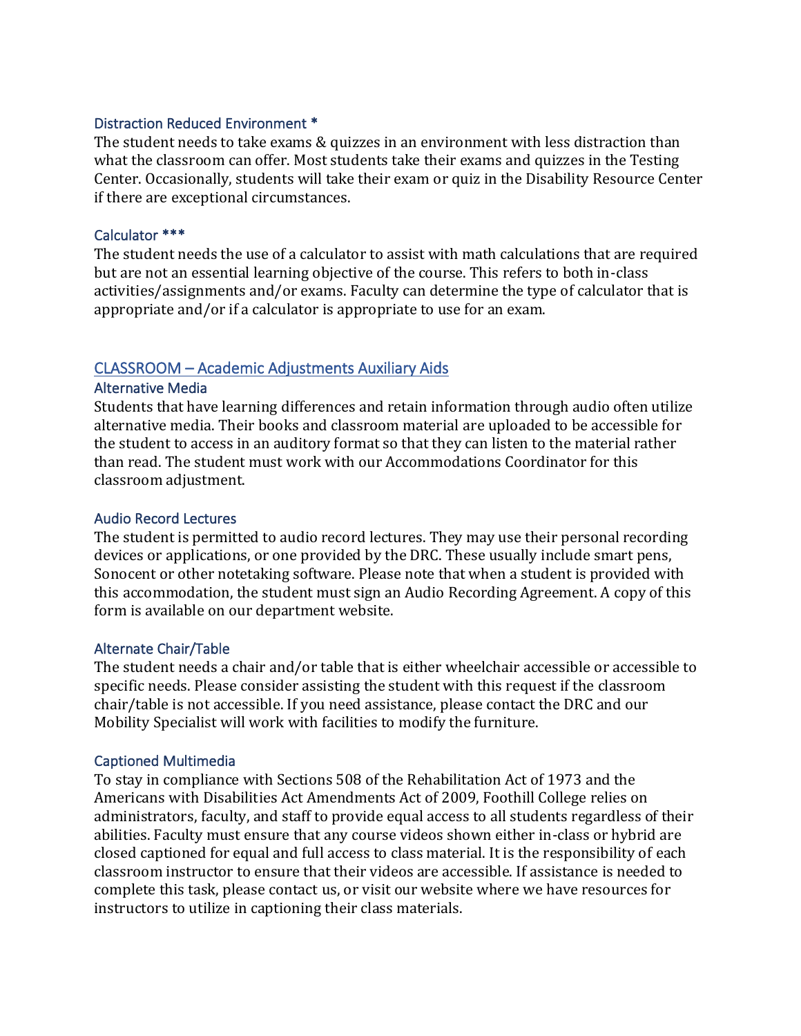### Distraction Reduced Environment *

The student needs to take exams & quizzes in an environment with less distraction than what the classroom can offer. Most students take their exams and quizzes in the Testing Center. Occasionally, students will take their exam or quiz in the Disability Resource Center if there are exceptional circumstances.

### Calculator ***

The student needs the use of a calculator to assist with math calculations that are required but are not an essential learning objective of the course. This refers to both in-class activities/assignments and/or exams. Faculty can determine the type of calculator that is appropriate and/or if a calculator is appropriate to use for an exam.

## CLASSROOM – Academic Adjustments Auxiliary Aids

### Alternative Media

Students that have learning differences and retain information through audio often utilize alternative media. Their books and classroom material are uploaded to be accessible for the student to access in an auditory format so that they can listen to the material rather than read. The student must work with our Accommodations Coordinator for this classroom adjustment.

### Audio Record Lectures

The student is permitted to audio record lectures. They may use their personal recording devices or applications, or one provided by the DRC. These usually include smart pens, Sonocent or other notetaking software. Please note that when a student is provided with this accommodation, the student must sign an Audio Recording Agreement. A copy of this form is available on our department website.

### Alternate Chair/Table

The student needs a chair and/or table that is either wheelchair accessible or accessible to specific needs. Please consider assisting the student with this request if the classroom chair/table is not accessible. If you need assistance, please contact the DRC and our Mobility Specialist will work with facilities to modify the furniture.

### Captioned Multimedia

To stay in compliance with Sections 508 of the Rehabilitation Act of 1973 and the Americans with Disabilities Act Amendments Act of 2009, Foothill College relies on administrators, faculty, and staff to provide equal access to all students regardless of their abilities. Faculty must ensure that any course videos shown either in-class or hybrid are closed captioned for equal and full access to class material. It is the responsibility of each classroom instructor to ensure that their videos are accessible. If assistance is needed to complete this task, please contact us, or visit our website where we have resources for instructors to utilize in captioning their class materials.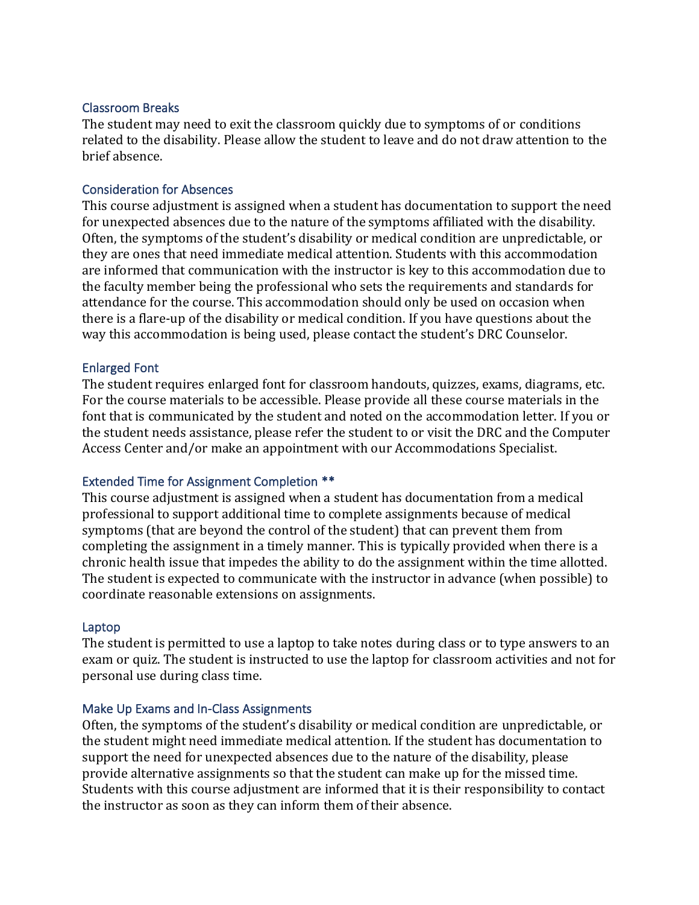### Classroom Breaks

The student may need to exit the classroom quickly due to symptoms of or conditions related to the disability. Please allow the student to leave and do not draw attention to the brief absence.

### Consideration for Absences

This course adjustment is assigned when a student has documentation to support the need for unexpected absences due to the nature of the symptoms affiliated with the disability. Often, the symptoms of the student's disability or medical condition are unpredictable, or they are ones that need immediate medical attention. Students with this accommodation are informed that communication with the instructor is key to this accommodation due to the faculty member being the professional who sets the requirements and standards for attendance for the course. This accommodation should only be used on occasion when there is a flare-up of the disability or medical condition. If you have questions about the way this accommodation is being used, please contact the student's DRC Counselor.

### Enlarged Font

The student requires enlarged font for classroom handouts, quizzes, exams, diagrams, etc. For the course materials to be accessible. Please provide all these course materials in the font that is communicated by the student and noted on the accommodation letter. If you or the student needs assistance, please refer the student to or visit the DRC and the Computer Access Center and/or make an appointment with our Accommodations Specialist.

### Extended Time for Assignment Completion **

This course adjustment is assigned when a student has documentation from a medical professional to support additional time to complete assignments because of medical symptoms (that are beyond the control of the student) that can prevent them from completing the assignment in a timely manner. This is typically provided when there is a chronic health issue that impedes the ability to do the assignment within the time allotted. The student is expected to communicate with the instructor in advance (when possible) to coordinate reasonable extensions on assignments.

### Laptop

The student is permitted to use a laptop to take notes during class or to type answers to an exam or quiz. The student is instructed to use the laptop for classroom activities and not for personal use during class time.

### Make Up Exams and In-Class Assignments

Often, the symptoms of the student's disability or medical condition are unpredictable, or the student might need immediate medical attention. If the student has documentation to support the need for unexpected absences due to the nature of the disability, please provide alternative assignments so that the student can make up for the missed time. Students with this course adjustment are informed that it is their responsibility to contact the instructor as soon as they can inform them of their absence.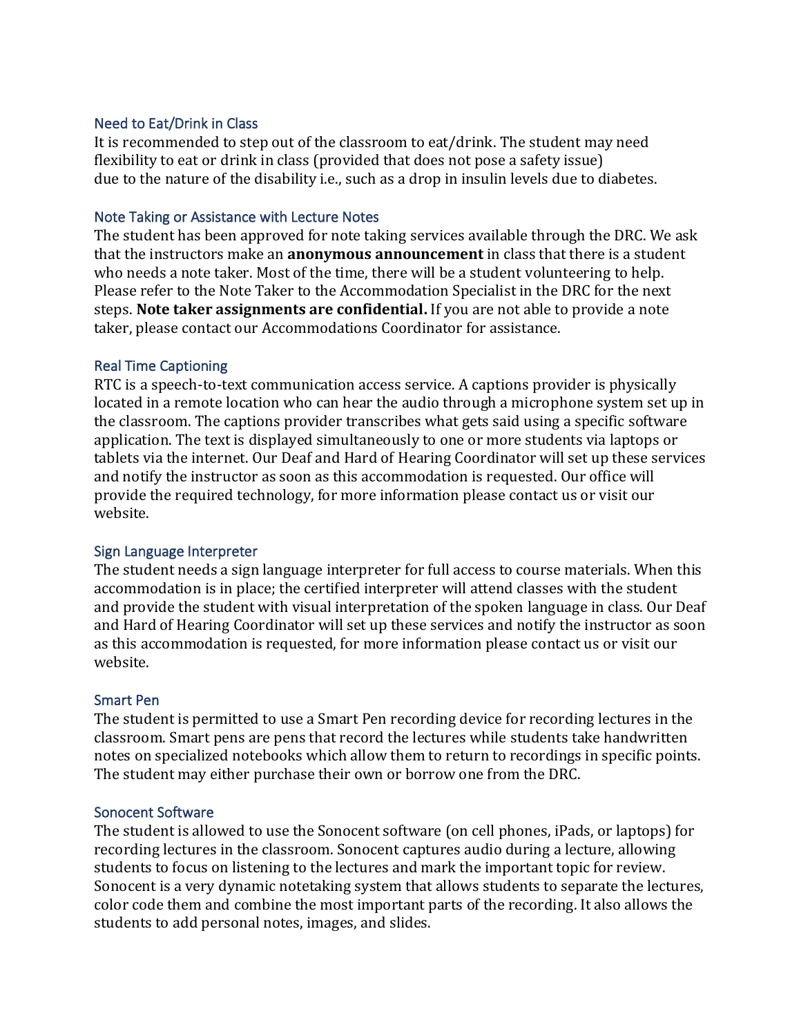### Need to Eat/Drink in Class

It is recommended to step out of the classroom to eat/drink. The student may need flexibility to eat or drink in class (provided that does not pose a safety issue) due to the nature of the disability i.e., such as a drop in insulin levels due to diabetes.

### Note Taking or Assistance with Lecture Notes

The student has been approved for note taking services available through the DRC. We ask that the instructors make an **anonymous announcement** in class that there is a student who needs a note taker. Most of the time, there will be a student volunteering to help. Please refer to the Note Taker to the Accommodation Specialist in the DRC for the next steps. **Note taker assignments are confidential.** If you are not able to provide a note taker, please contact our Accommodations Coordinator for assistance.

### Real Time Captioning

RTC is a speech-to-text communication access service. A captions provider is physically located in a remote location who can hear the audio through a microphone system set up in the classroom. The captions provider transcribes what gets said using a specific software application. The text is displayed simultaneously to one or more students via laptops or tablets via the internet. Our Deaf and Hard of Hearing Coordinator will set up these services and notify the instructor as soon as this accommodation is requested. Our office will provide the required technology, for more information please contact us or visit our website.

### Sign Language Interpreter

The student needs a sign language interpreter for full access to course materials. When this accommodation is in place; the certified interpreter will attend classes with the student and provide the student with visual interpretation of the spoken language in class. Our Deaf and Hard of Hearing Coordinator will set up these services and notify the instructor as soon as this accommodation is requested, for more information please contact us or visit our website.

### Smart Pen

The student is permitted to use a Smart Pen recording device for recording lectures in the classroom. Smart pens are pens that record the lectures while students take handwritten notes on specialized notebooks which allow them to return to recordings in specific points. The student may either purchase their own or borrow one from the DRC.

### Sonocent Software

The student is allowed to use the Sonocent software (on cell phones, iPads, or laptops) for recording lectures in the classroom. Sonocent captures audio during a lecture, allowing students to focus on listening to the lectures and mark the important topic for review. Sonocent is a very dynamic notetaking system that allows students to separate the lectures, color code them and combine the most important parts of the recording. It also allows the students to add personal notes, images, and slides.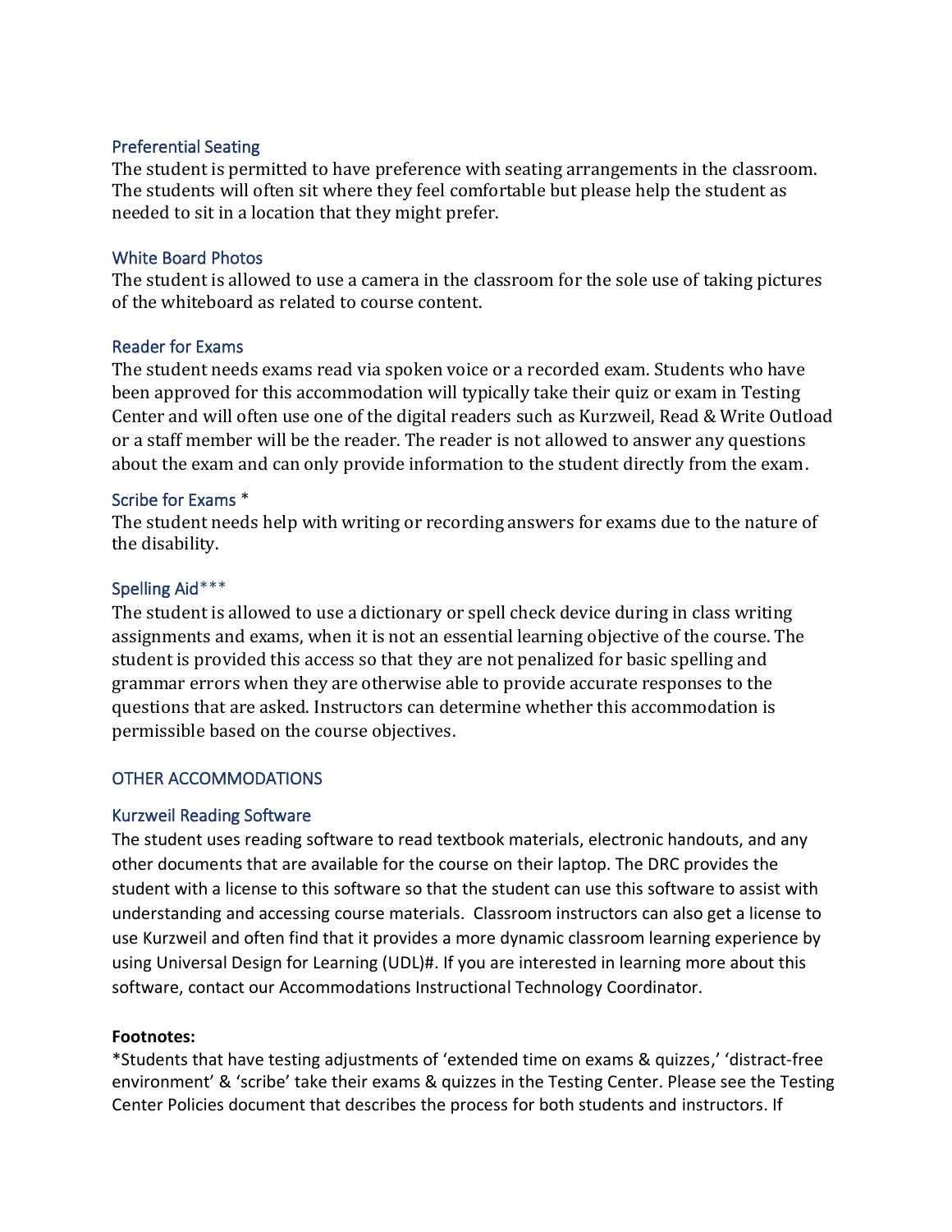### Preferential Seating

The student is permitted to have preference with seating arrangements in the classroom. The students will often sit where they feel comfortable but please help the student as needed to sit in a location that they might prefer.

### White Board Photos

The student is allowed to use a camera in the classroom for the sole use of taking pictures of the whiteboard as related to course content.

### Reader for Exams

The student needs exams read via spoken voice or a recorded exam. Students who have been approved for this accommodation will typically take their quiz or exam in Testing Center and will often use one of the digital readers such as Kurzweil, Read & Write Outload or a staff member will be the reader. The reader is not allowed to answer any questions about the exam and can only provide information to the student directly from the exam.

### Scribe for Exams *

The student needs help with writing or recording answers for exams due to the nature of the disability.

### Spelling Aid***

The student is allowed to use a dictionary or spell check device during in class writing assignments and exams, when it is not an essential learning objective of the course. The student is provided this access so that they are not penalized for basic spelling and grammar errors when they are otherwise able to provide accurate responses to the questions that are asked. Instructors can determine whether this accommodation is permissible based on the course objectives.

## OTHER ACCOMMODATIONS

### Kurzweil Reading Software

The student uses reading software to read textbook materials, electronic handouts, and any other documents that are available for the course on their laptop. The DRC provides the student with a license to this software so that the student can use this software to assist with understanding and accessing course materials. Classroom instructors can also get a license to use Kurzweil and often find that it provides a more dynamic classroom learning experience by using Universal Design for Learning (UDL)#. If you are interested in learning more about this software, contact our Accommodations Instructional Technology Coordinator.

**Footnotes:**

*Students that have testing adjustments of 'extended time on exams & quizzes,' 'distract-free environment' & 'scribe' take their exams & quizzes in the Testing Center. Please see the Testing Center Policies document that describes the process for both students and instructors. If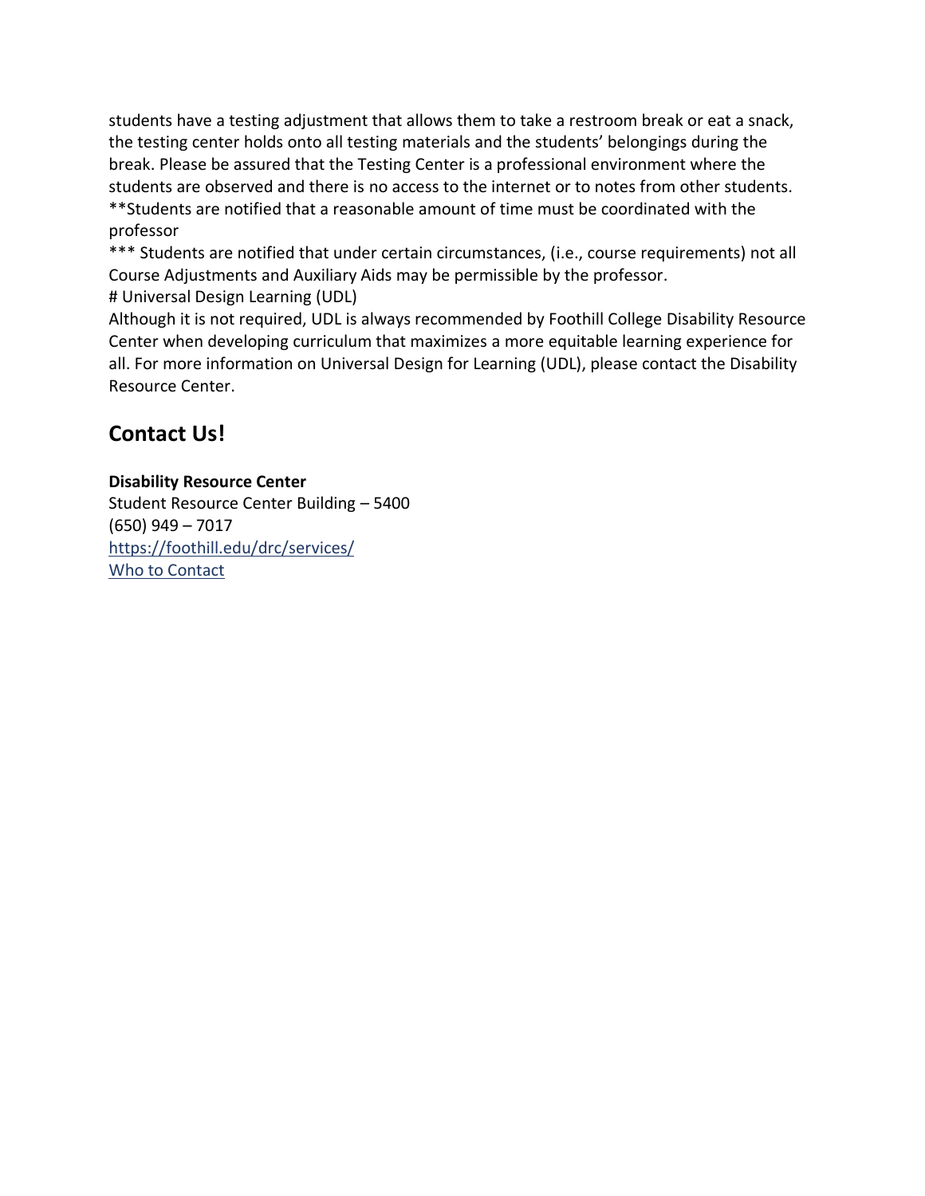students have a testing adjustment that allows them to take a restroom break or eat a snack, the testing center holds onto all testing materials and the students' belongings during the break. Please be assured that the Testing Center is a professional environment where the students are observed and there is no access to the internet or to notes from other students.
**Students are notified that a reasonable amount of time must be coordinated with the professor
*** Students are notified that under certain circumstances, (i.e., course requirements) not all Course Adjustments and Auxiliary Aids may be permissible by the professor.
# Universal Design Learning (UDL)
Although it is not required, UDL is always recommended by Foothill College Disability Resource Center when developing curriculum that maximizes a more equitable learning experience for all. For more information on Universal Design for Learning (UDL), please contact the Disability Resource Center.

## Contact Us!

**Disability Resource Center**
Student Resource Center Building – 5400
(650) 949 – 7017
[https://foothill.edu/drc/services/](https://foothill.edu/drc/services/)
Who to Contact